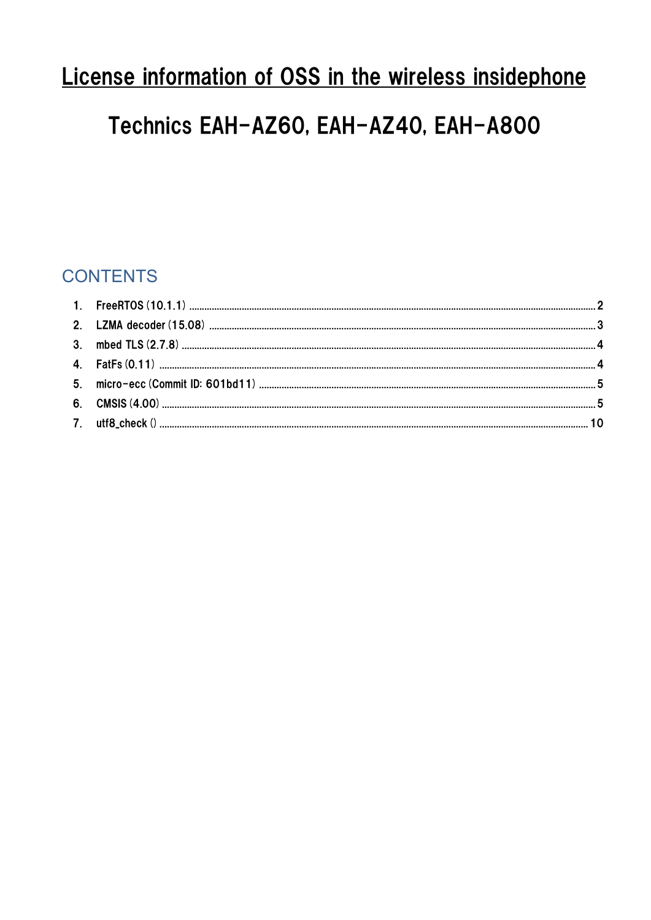# License information of OSS in the wireless insidephone

# Technics EAH-AZ60, EAH-AZ40, EAH-A800

## CONTENTS

1. FreeRTOS (10.1.1) ........ 2
2. LZMA decoder (15.08) ........ 3
3. mbed TLS (2.7.8) ........ 4
4. FatFs (0.11) ........ 4
5. micro-ecc (Commit ID: 601bd11) ........ 5
6. CMSIS (4.00) ........ 5
7. utf8_check () ........ 10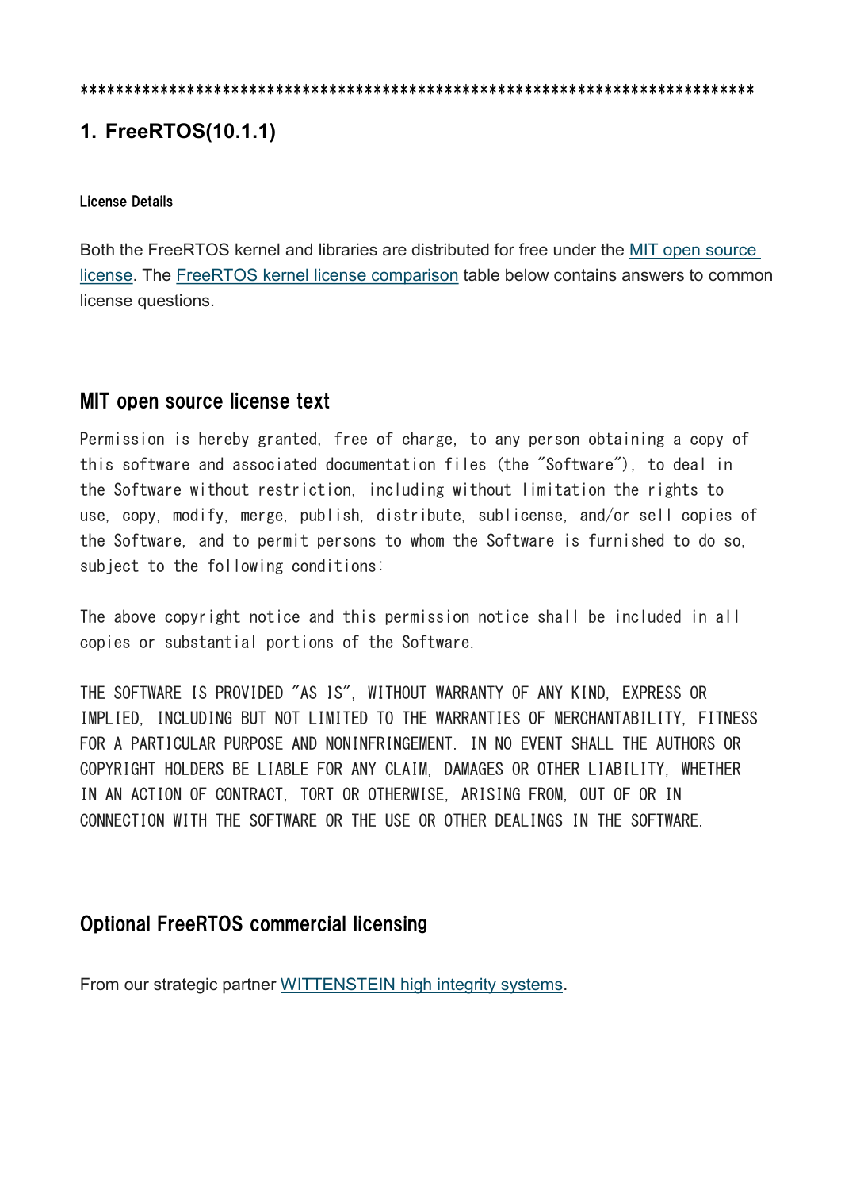********************************************************************************

## 1. FreeRTOS(10.1.1)

#### License Details

Both the FreeRTOS kernel and libraries are distributed for free under the MIT open source license. The FreeRTOS kernel license comparison table below contains answers to common license questions.

### MIT open source license text

```
Permission is hereby granted, free of charge, to any person obtaining a copy of
this software and associated documentation files (the "Software"), to deal in
the Software without restriction, including without limitation the rights to
use, copy, modify, merge, publish, distribute, sublicense, and/or sell copies of
the Software, and to permit persons to whom the Software is furnished to do so,
subject to the following conditions:

The above copyright notice and this permission notice shall be included in all
copies or substantial portions of the Software.

THE SOFTWARE IS PROVIDED "AS IS", WITHOUT WARRANTY OF ANY KIND, EXPRESS OR
IMPLIED, INCLUDING BUT NOT LIMITED TO THE WARRANTIES OF MERCHANTABILITY, FITNESS
FOR A PARTICULAR PURPOSE AND NONINFRINGEMENT. IN NO EVENT SHALL THE AUTHORS OR
COPYRIGHT HOLDERS BE LIABLE FOR ANY CLAIM, DAMAGES OR OTHER LIABILITY, WHETHER
IN AN ACTION OF CONTRACT, TORT OR OTHERWISE, ARISING FROM, OUT OF OR IN
CONNECTION WITH THE SOFTWARE OR THE USE OR OTHER DEALINGS IN THE SOFTWARE.
```

### Optional FreeRTOS commercial licensing

From our strategic partner WITTENSTEIN high integrity systems.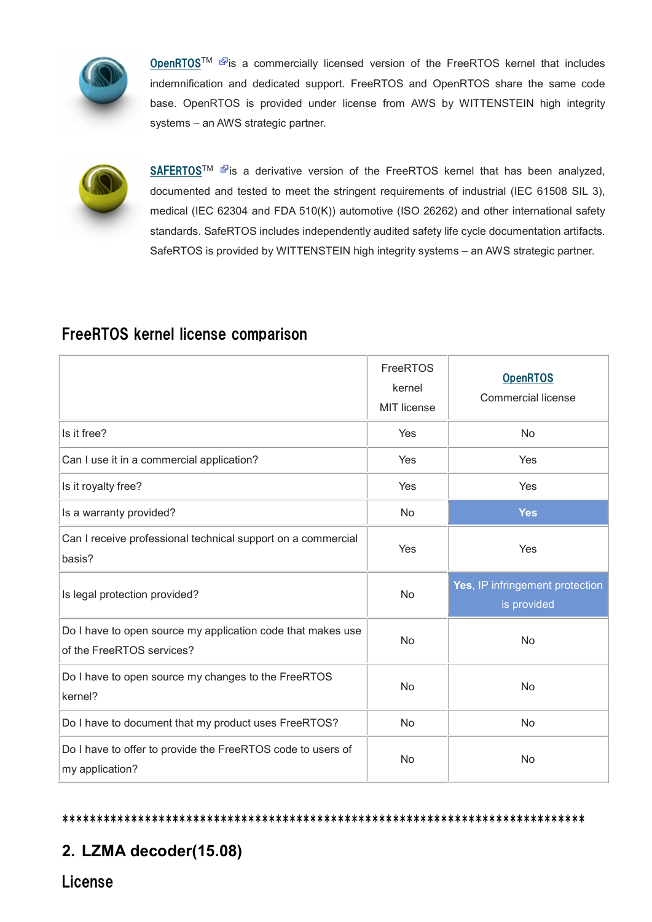OpenRTOS™ is a commercially licensed version of the FreeRTOS kernel that includes indemnification and dedicated support. FreeRTOS and OpenRTOS share the same code base. OpenRTOS is provided under license from AWS by WITTENSTEIN high integrity systems – an AWS strategic partner.

SAFERTOS™ is a derivative version of the FreeRTOS kernel that has been analyzed, documented and tested to meet the stringent requirements of industrial (IEC 61508 SIL 3), medical (IEC 62304 and FDA 510(K)) automotive (ISO 26262) and other international safety standards. SafeRTOS includes independently audited safety life cycle documentation artifacts. SafeRTOS is provided by WITTENSTEIN high integrity systems – an AWS strategic partner.

## FreeRTOS kernel license comparison

| | FreeRTOS kernel MIT license | OpenRTOS Commercial license |
|---|---|---|
| Is it free? | Yes | No |
| Can I use it in a commercial application? | Yes | Yes |
| Is it royalty free? | Yes | Yes |
| Is a warranty provided? | No | **Yes** |
| Can I receive professional technical support on a commercial basis? | Yes | Yes |
| Is legal protection provided? | No | **Yes**, IP infringement protection is provided |
| Do I have to open source my application code that makes use of the FreeRTOS services? | No | No |
| Do I have to open source my changes to the FreeRTOS kernel? | No | No |
| Do I have to document that my product uses FreeRTOS? | No | No |
| Do I have to offer to provide the FreeRTOS code to users of my application? | No | No |

*****************************************************************************

## 2. LZMA decoder(15.08)

## License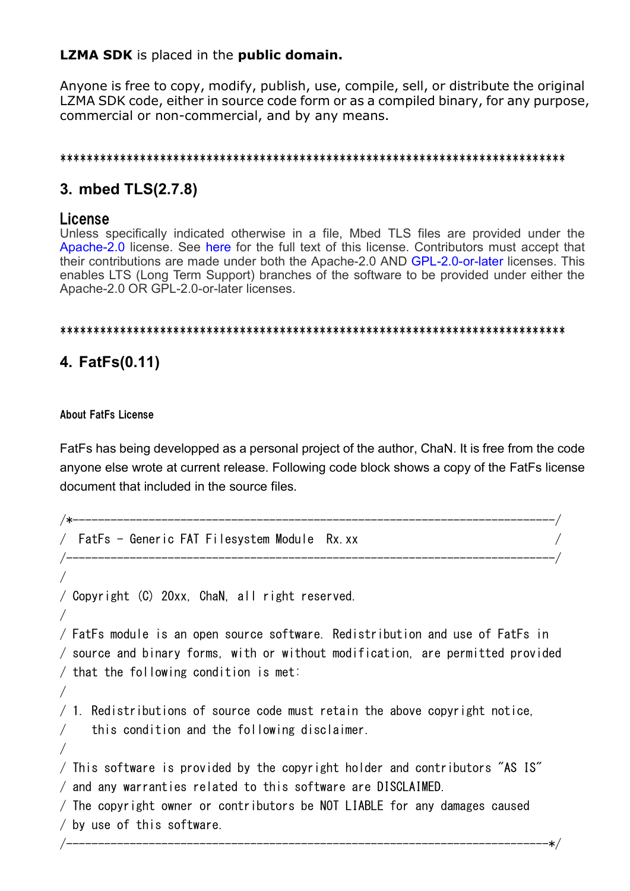**LZMA SDK** is placed in the **public domain.**

Anyone is free to copy, modify, publish, use, compile, sell, or distribute the original LZMA SDK code, either in source code form or as a compiled binary, for any purpose, commercial or non-commercial, and by any means.

******************************************************************************

## 3. mbed TLS(2.7.8)

### License

Unless specifically indicated otherwise in a file, Mbed TLS files are provided under the Apache-2.0 license. See here for the full text of this license. Contributors must accept that their contributions are made under both the Apache-2.0 AND GPL-2.0-or-later licenses. This enables LTS (Long Term Support) branches of the software to be provided under either the Apache-2.0 OR GPL-2.0-or-later licenses.

******************************************************************************

## 4. FatFs(0.11)

#### About FatFs License

FatFs has being developped as a personal project of the author, ChaN. It is free from the code anyone else wrote at current release. Following code block shows a copy of the FatFs license document that included in the source files.

```
/*----------------------------------------------------------------------------/
/  FatFs - Generic FAT Filesystem Module  Rx.xx                               /
/-----------------------------------------------------------------------------/
/
/ Copyright (C) 20xx, ChaN, all right reserved.
/
/ FatFs module is an open source software. Redistribution and use of FatFs in
/ source and binary forms, with or without modification, are permitted provided
/ that the following condition is met:
/
/ 1. Redistributions of source code must retain the above copyright notice,
/    this condition and the following disclaimer.
/
/ This software is provided by the copyright holder and contributors "AS IS"
/ and any warranties related to this software are DISCLAIMED.
/ The copyright owner or contributors be NOT LIABLE for any damages caused
/ by use of this software.
/----------------------------------------------------------------------------*/
```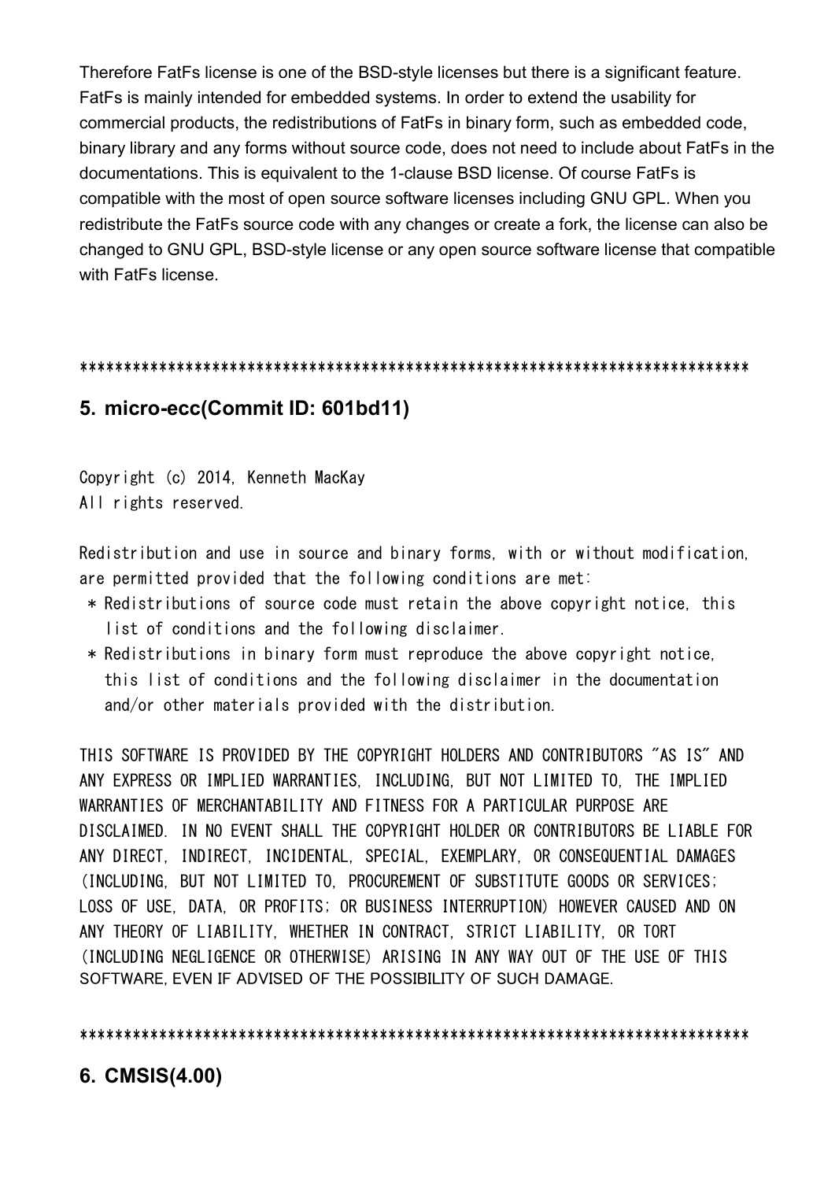Therefore FatFs license is one of the BSD-style licenses but there is a significant feature. FatFs is mainly intended for embedded systems. In order to extend the usability for commercial products, the redistributions of FatFs in binary form, such as embedded code, binary library and any forms without source code, does not need to include about FatFs in the documentations. This is equivalent to the 1-clause BSD license. Of course FatFs is compatible with the most of open source software licenses including GNU GPL. When you redistribute the FatFs source code with any changes or create a fork, the license can also be changed to GNU GPL, BSD-style license or any open source software license that compatible with FatFs license.

*****************************************************************************

## 5. micro-ecc(Commit ID: 601bd11)

Copyright (c) 2014, Kenneth MacKay
All rights reserved.

Redistribution and use in source and binary forms, with or without modification, are permitted provided that the following conditions are met:

* Redistributions of source code must retain the above copyright notice, this list of conditions and the following disclaimer.
* Redistributions in binary form must reproduce the above copyright notice, this list of conditions and the following disclaimer in the documentation and/or other materials provided with the distribution.

THIS SOFTWARE IS PROVIDED BY THE COPYRIGHT HOLDERS AND CONTRIBUTORS "AS IS" AND ANY EXPRESS OR IMPLIED WARRANTIES, INCLUDING, BUT NOT LIMITED TO, THE IMPLIED WARRANTIES OF MERCHANTABILITY AND FITNESS FOR A PARTICULAR PURPOSE ARE DISCLAIMED. IN NO EVENT SHALL THE COPYRIGHT HOLDER OR CONTRIBUTORS BE LIABLE FOR ANY DIRECT, INDIRECT, INCIDENTAL, SPECIAL, EXEMPLARY, OR CONSEQUENTIAL DAMAGES (INCLUDING, BUT NOT LIMITED TO, PROCUREMENT OF SUBSTITUTE GOODS OR SERVICES; LOSS OF USE, DATA, OR PROFITS; OR BUSINESS INTERRUPTION) HOWEVER CAUSED AND ON ANY THEORY OF LIABILITY, WHETHER IN CONTRACT, STRICT LIABILITY, OR TORT (INCLUDING NEGLIGENCE OR OTHERWISE) ARISING IN ANY WAY OUT OF THE USE OF THIS SOFTWARE, EVEN IF ADVISED OF THE POSSIBILITY OF SUCH DAMAGE.

*****************************************************************************

## 6. CMSIS(4.00)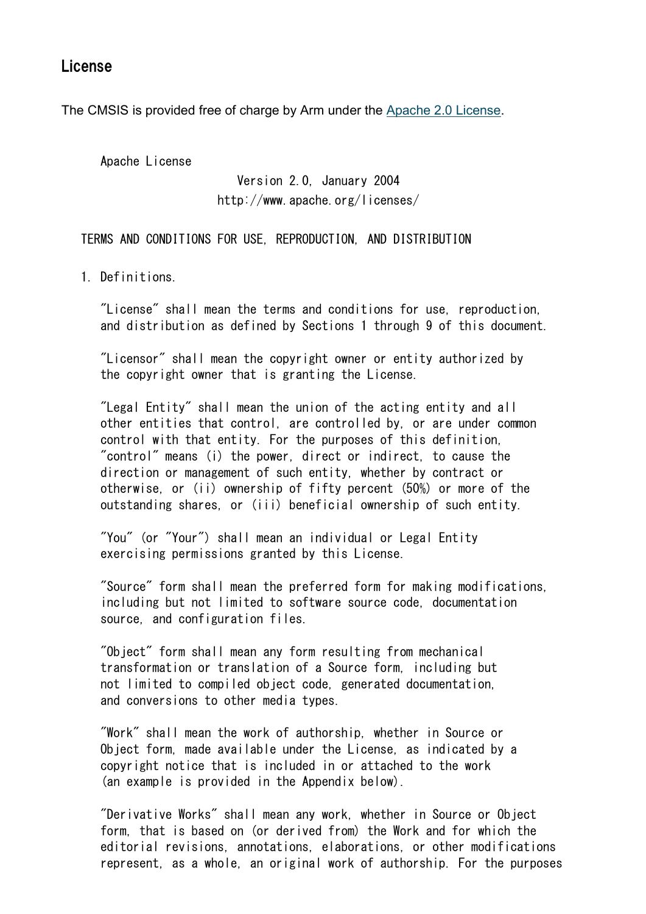## License

The CMSIS is provided free of charge by Arm under the [Apache 2.0 License](http://www.apache.org/licenses/).

```
    Apache License
                           Version 2.0, January 2004
                        http://www.apache.org/licenses/

   TERMS AND CONDITIONS FOR USE, REPRODUCTION, AND DISTRIBUTION

   1. Definitions.

      "License" shall mean the terms and conditions for use, reproduction,
      and distribution as defined by Sections 1 through 9 of this document.

      "Licensor" shall mean the copyright owner or entity authorized by
      the copyright owner that is granting the License.

      "Legal Entity" shall mean the union of the acting entity and all
      other entities that control, are controlled by, or are under common
      control with that entity. For the purposes of this definition,
      "control" means (i) the power, direct or indirect, to cause the
      direction or management of such entity, whether by contract or
      otherwise, or (ii) ownership of fifty percent (50%) or more of the
      outstanding shares, or (iii) beneficial ownership of such entity.

      "You" (or "Your") shall mean an individual or Legal Entity
      exercising permissions granted by this License.

      "Source" form shall mean the preferred form for making modifications,
      including but not limited to software source code, documentation
      source, and configuration files.

      "Object" form shall mean any form resulting from mechanical
      transformation or translation of a Source form, including but
      not limited to compiled object code, generated documentation,
      and conversions to other media types.

      "Work" shall mean the work of authorship, whether in Source or
      Object form, made available under the License, as indicated by a
      copyright notice that is included in or attached to the work
      (an example is provided in the Appendix below).

      "Derivative Works" shall mean any work, whether in Source or Object
      form, that is based on (or derived from) the Work and for which the
      editorial revisions, annotations, elaborations, or other modifications
      represent, as a whole, an original work of authorship. For the purposes
```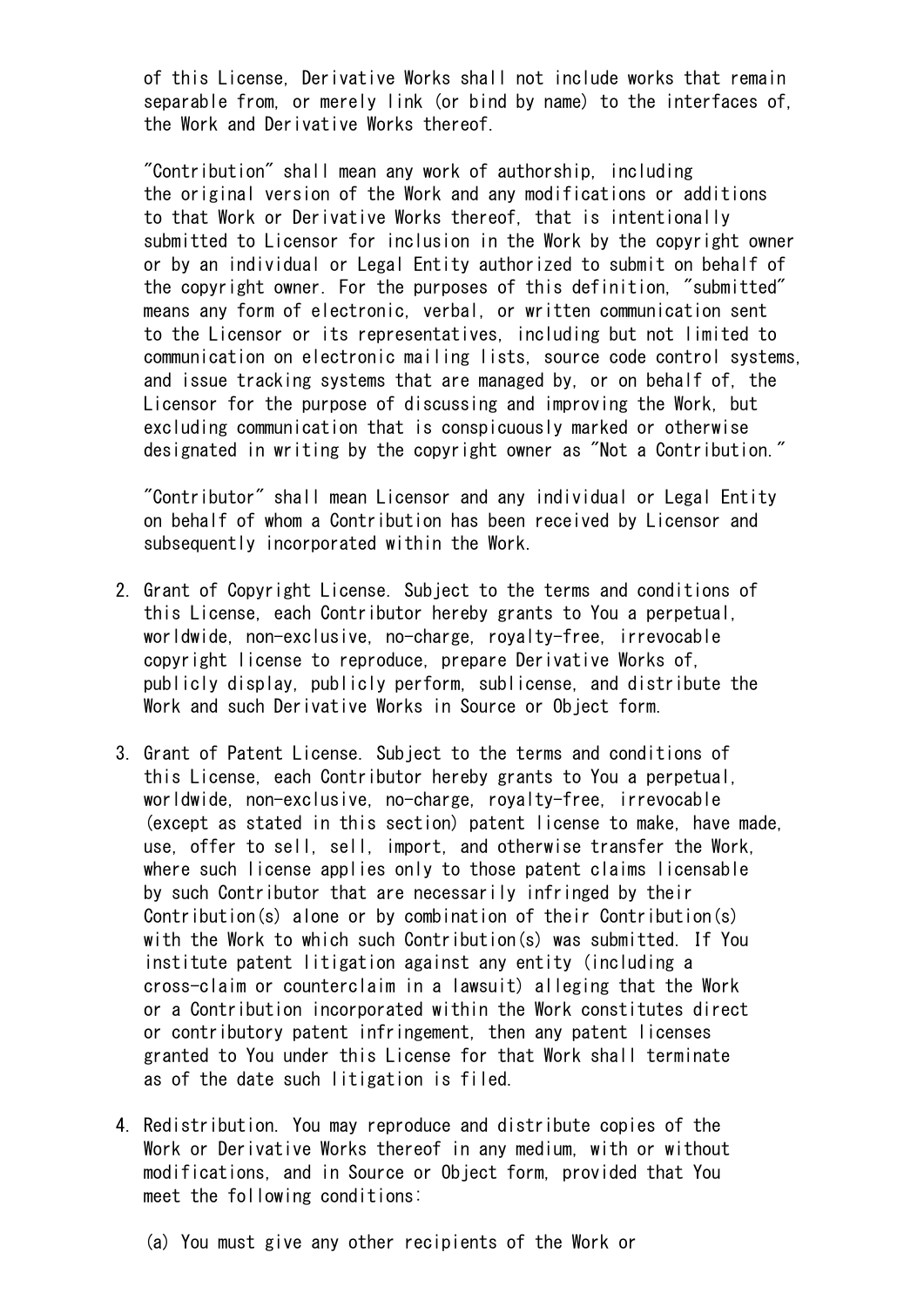of this License, Derivative Works shall not include works that remain separable from, or merely link (or bind by name) to the interfaces of, the Work and Derivative Works thereof.

"Contribution" shall mean any work of authorship, including the original version of the Work and any modifications or additions to that Work or Derivative Works thereof, that is intentionally submitted to Licensor for inclusion in the Work by the copyright owner or by an individual or Legal Entity authorized to submit on behalf of the copyright owner. For the purposes of this definition, "submitted" means any form of electronic, verbal, or written communication sent to the Licensor or its representatives, including but not limited to communication on electronic mailing lists, source code control systems, and issue tracking systems that are managed by, or on behalf of, the Licensor for the purpose of discussing and improving the Work, but excluding communication that is conspicuously marked or otherwise designated in writing by the copyright owner as "Not a Contribution."

"Contributor" shall mean Licensor and any individual or Legal Entity on behalf of whom a Contribution has been received by Licensor and subsequently incorporated within the Work.

2. Grant of Copyright License. Subject to the terms and conditions of this License, each Contributor hereby grants to You a perpetual, worldwide, non-exclusive, no-charge, royalty-free, irrevocable copyright license to reproduce, prepare Derivative Works of, publicly display, publicly perform, sublicense, and distribute the Work and such Derivative Works in Source or Object form.

3. Grant of Patent License. Subject to the terms and conditions of this License, each Contributor hereby grants to You a perpetual, worldwide, non-exclusive, no-charge, royalty-free, irrevocable (except as stated in this section) patent license to make, have made, use, offer to sell, sell, import, and otherwise transfer the Work, where such license applies only to those patent claims licensable by such Contributor that are necessarily infringed by their Contribution(s) alone or by combination of their Contribution(s) with the Work to which such Contribution(s) was submitted. If You institute patent litigation against any entity (including a cross-claim or counterclaim in a lawsuit) alleging that the Work or a Contribution incorporated within the Work constitutes direct or contributory patent infringement, then any patent licenses granted to You under this License for that Work shall terminate as of the date such litigation is filed.

4. Redistribution. You may reproduce and distribute copies of the Work or Derivative Works thereof in any medium, with or without modifications, and in Source or Object form, provided that You meet the following conditions:

   (a) You must give any other recipients of the Work or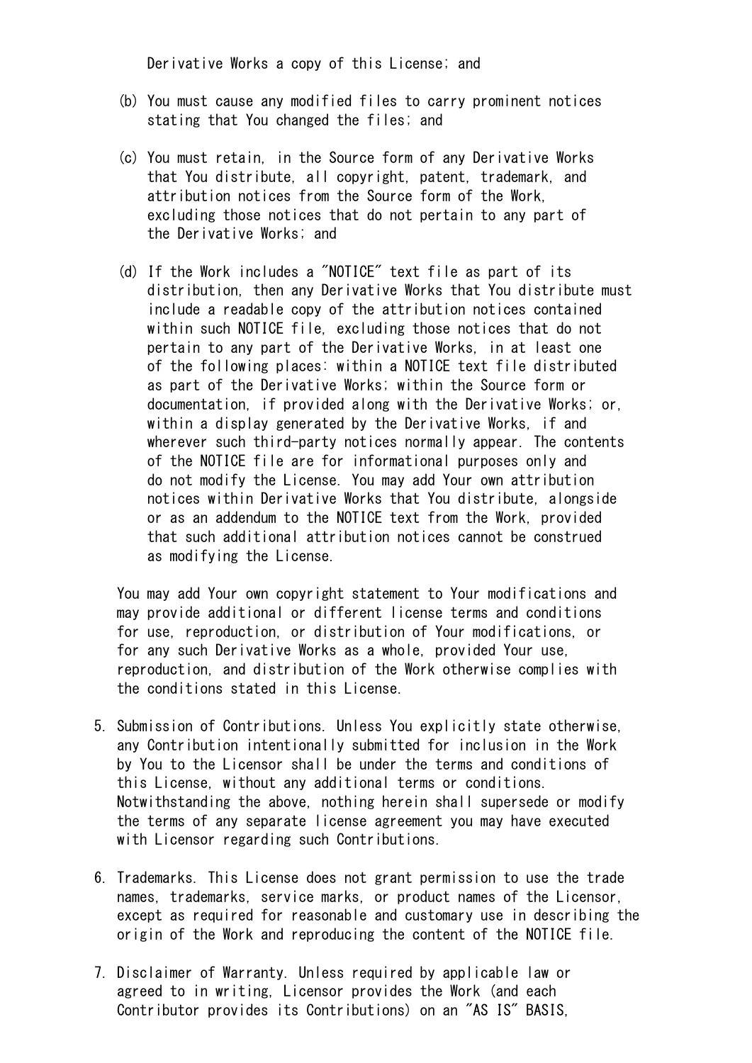Derivative Works a copy of this License; and

(b) You must cause any modified files to carry prominent notices stating that You changed the files; and

(c) You must retain, in the Source form of any Derivative Works that You distribute, all copyright, patent, trademark, and attribution notices from the Source form of the Work, excluding those notices that do not pertain to any part of the Derivative Works; and

(d) If the Work includes a "NOTICE" text file as part of its distribution, then any Derivative Works that You distribute must include a readable copy of the attribution notices contained within such NOTICE file, excluding those notices that do not pertain to any part of the Derivative Works, in at least one of the following places: within a NOTICE text file distributed as part of the Derivative Works; within the Source form or documentation, if provided along with the Derivative Works; or, within a display generated by the Derivative Works, if and wherever such third-party notices normally appear. The contents of the NOTICE file are for informational purposes only and do not modify the License. You may add Your own attribution notices within Derivative Works that You distribute, alongside or as an addendum to the NOTICE text from the Work, provided that such additional attribution notices cannot be construed as modifying the License.

You may add Your own copyright statement to Your modifications and may provide additional or different license terms and conditions for use, reproduction, or distribution of Your modifications, or for any such Derivative Works as a whole, provided Your use, reproduction, and distribution of the Work otherwise complies with the conditions stated in this License.

5. Submission of Contributions. Unless You explicitly state otherwise, any Contribution intentionally submitted for inclusion in the Work by You to the Licensor shall be under the terms and conditions of this License, without any additional terms or conditions. Notwithstanding the above, nothing herein shall supersede or modify the terms of any separate license agreement you may have executed with Licensor regarding such Contributions.

6. Trademarks. This License does not grant permission to use the trade names, trademarks, service marks, or product names of the Licensor, except as required for reasonable and customary use in describing the origin of the Work and reproducing the content of the NOTICE file.

7. Disclaimer of Warranty. Unless required by applicable law or agreed to in writing, Licensor provides the Work (and each Contributor provides its Contributions) on an "AS IS" BASIS,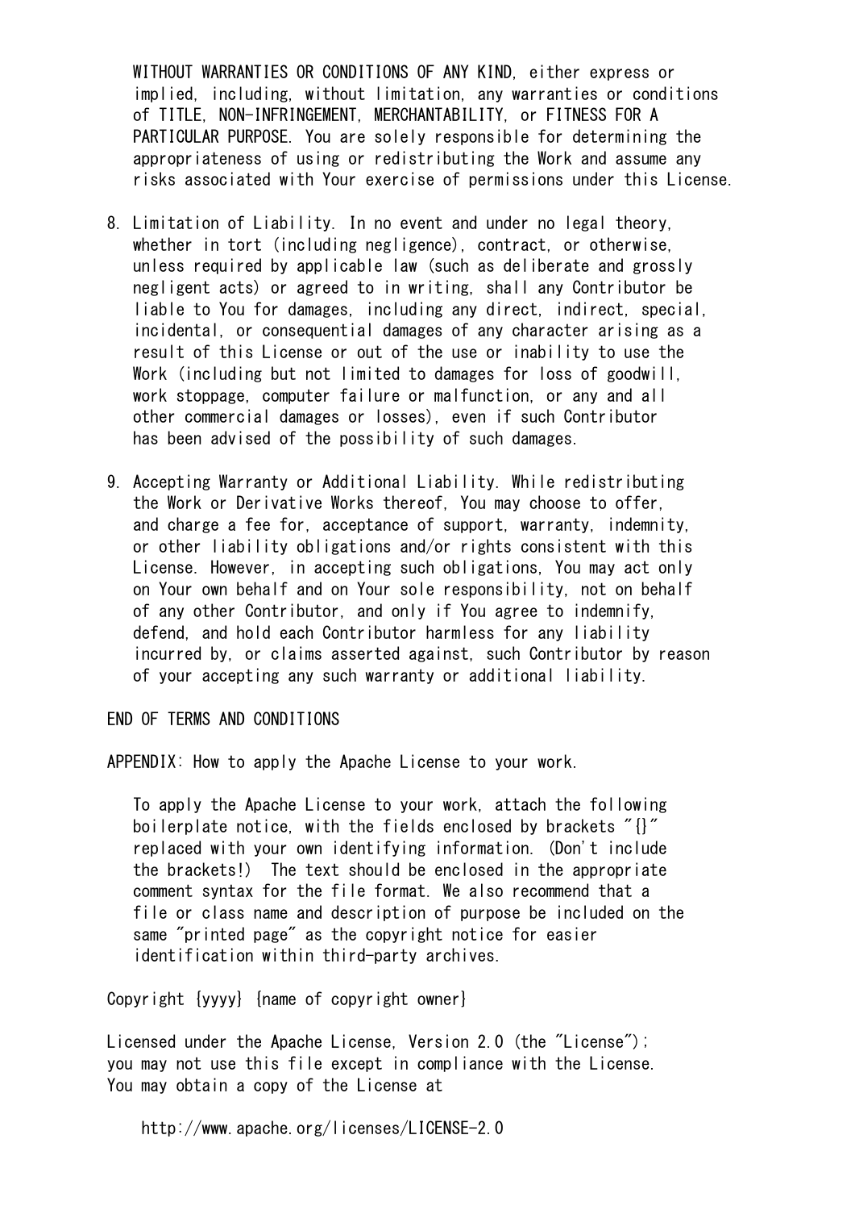WITHOUT WARRANTIES OR CONDITIONS OF ANY KIND, either express or implied, including, without limitation, any warranties or conditions of TITLE, NON-INFRINGEMENT, MERCHANTABILITY, or FITNESS FOR A PARTICULAR PURPOSE. You are solely responsible for determining the appropriateness of using or redistributing the Work and assume any risks associated with Your exercise of permissions under this License.

8. Limitation of Liability. In no event and under no legal theory, whether in tort (including negligence), contract, or otherwise, unless required by applicable law (such as deliberate and grossly negligent acts) or agreed to in writing, shall any Contributor be liable to You for damages, including any direct, indirect, special, incidental, or consequential damages of any character arising as a result of this License or out of the use or inability to use the Work (including but not limited to damages for loss of goodwill, work stoppage, computer failure or malfunction, or any and all other commercial damages or losses), even if such Contributor has been advised of the possibility of such damages.

9. Accepting Warranty or Additional Liability. While redistributing the Work or Derivative Works thereof, You may choose to offer, and charge a fee for, acceptance of support, warranty, indemnity, or other liability obligations and/or rights consistent with this License. However, in accepting such obligations, You may act only on Your own behalf and on Your sole responsibility, not on behalf of any other Contributor, and only if You agree to indemnify, defend, and hold each Contributor harmless for any liability incurred by, or claims asserted against, such Contributor by reason of your accepting any such warranty or additional liability.

END OF TERMS AND CONDITIONS

APPENDIX: How to apply the Apache License to your work.

To apply the Apache License to your work, attach the following boilerplate notice, with the fields enclosed by brackets "{}" replaced with your own identifying information. (Don't include the brackets!)  The text should be enclosed in the appropriate comment syntax for the file format. We also recommend that a file or class name and description of purpose be included on the same "printed page" as the copyright notice for easier identification within third-party archives.

Copyright {yyyy} {name of copyright owner}

Licensed under the Apache License, Version 2.0 (the "License");
you may not use this file except in compliance with the License.
You may obtain a copy of the License at

    http://www.apache.org/licenses/LICENSE-2.0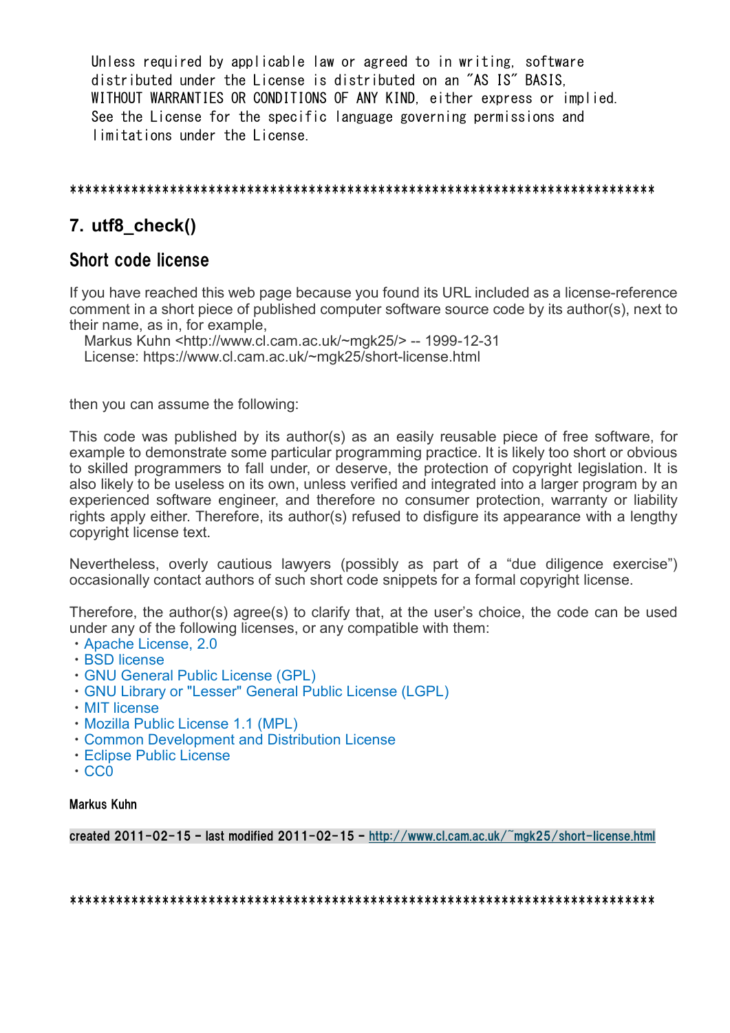```
Unless required by applicable law or agreed to in writing, software
distributed under the License is distributed on an "AS IS" BASIS,
WITHOUT WARRANTIES OR CONDITIONS OF ANY KIND, either express or implied.
See the License for the specific language governing permissions and
limitations under the License.
```

******************************************************************************

## 7. utf8_check()

### Short code license

If you have reached this web page because you found its URL included as a license-reference comment in a short piece of published computer software source code by its author(s), next to their name, as in, for example,

  Markus Kuhn <http://www.cl.cam.ac.uk/~mgk25/> -- 1999-12-31
  License: https://www.cl.cam.ac.uk/~mgk25/short-license.html

then you can assume the following:

This code was published by its author(s) as an easily reusable piece of free software, for example to demonstrate some particular programming practice. It is likely too short or obvious to skilled programmers to fall under, or deserve, the protection of copyright legislation. It is also likely to be useless on its own, unless verified and integrated into a larger program by an experienced software engineer, and therefore no consumer protection, warranty or liability rights apply either. Therefore, its author(s) refused to disfigure its appearance with a lengthy copyright license text.

Nevertheless, overly cautious lawyers (possibly as part of a "due diligence exercise") occasionally contact authors of such short code snippets for a formal copyright license.

Therefore, the author(s) agree(s) to clarify that, at the user's choice, the code can be used under any of the following licenses, or any compatible with them:

- Apache License, 2.0
- BSD license
- GNU General Public License (GPL)
- GNU Library or "Lesser" General Public License (LGPL)
- MIT license
- Mozilla Public License 1.1 (MPL)
- Common Development and Distribution License
- Eclipse Public License
- CC0

Markus Kuhn

created 2011-02-15 – last modified 2011-02-15 – http://www.cl.cam.ac.uk/~mgk25/short-license.html

******************************************************************************